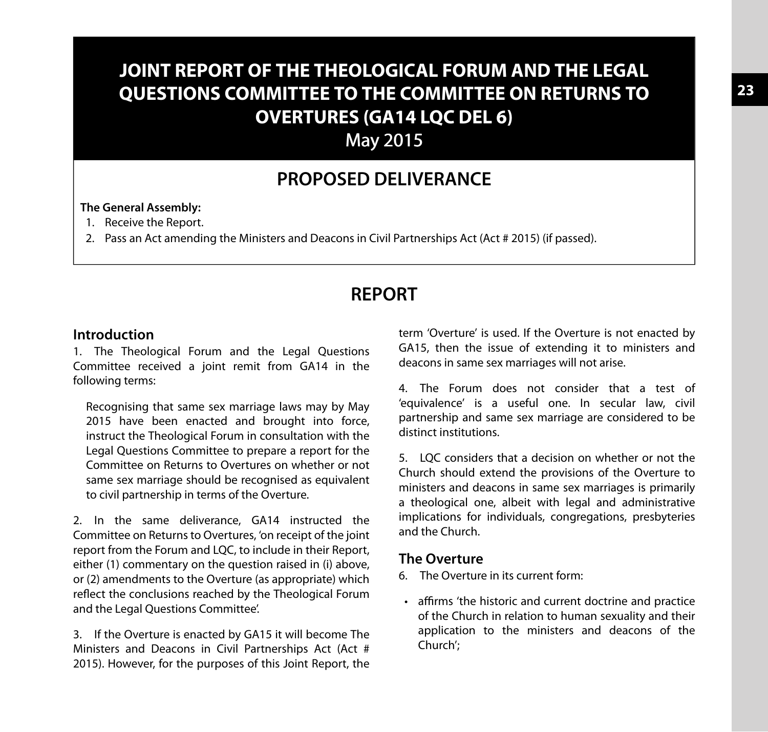# JOINT REPORT OF THE THEOLOGICAL FORUM AND THE LEGAL QUESTIONS COMMITTEE TO THE COMMITTEE ON RETURNS TO OVERTURES (GA14 LQC DEL 6)

May 2015

## PROPOSED DELIVERANCE

**The General Assembly:**

1. Receive the Report.
2. Pass an Act amending the Ministers and Deacons in Civil Partnerships Act (Act # 2015) (if passed).

## REPORT

### Introduction

1. The Theological Forum and the Legal Questions Committee received a joint remit from GA14 in the following terms:

> Recognising that same sex marriage laws may by May 2015 have been enacted and brought into force, instruct the Theological Forum in consultation with the Legal Questions Committee to prepare a report for the Committee on Returns to Overtures on whether or not same sex marriage should be recognised as equivalent to civil partnership in terms of the Overture.

2. In the same deliverance, GA14 instructed the Committee on Returns to Overtures, 'on receipt of the joint report from the Forum and LQC, to include in their Report, either (1) commentary on the question raised in (i) above, or (2) amendments to the Overture (as appropriate) which reflect the conclusions reached by the Theological Forum and the Legal Questions Committee'.

3. If the Overture is enacted by GA15 it will become The Ministers and Deacons in Civil Partnerships Act (Act # 2015). However, for the purposes of this Joint Report, the term 'Overture' is used. If the Overture is not enacted by GA15, then the issue of extending it to ministers and deacons in same sex marriages will not arise.

4. The Forum does not consider that a test of 'equivalence' is a useful one. In secular law, civil partnership and same sex marriage are considered to be distinct institutions.

5. LQC considers that a decision on whether or not the Church should extend the provisions of the Overture to ministers and deacons in same sex marriages is primarily a theological one, albeit with legal and administrative implications for individuals, congregations, presbyteries and the Church.

### The Overture

6. The Overture in its current form:

- affirms 'the historic and current doctrine and practice of the Church in relation to human sexuality and their application to the ministers and deacons of the Church';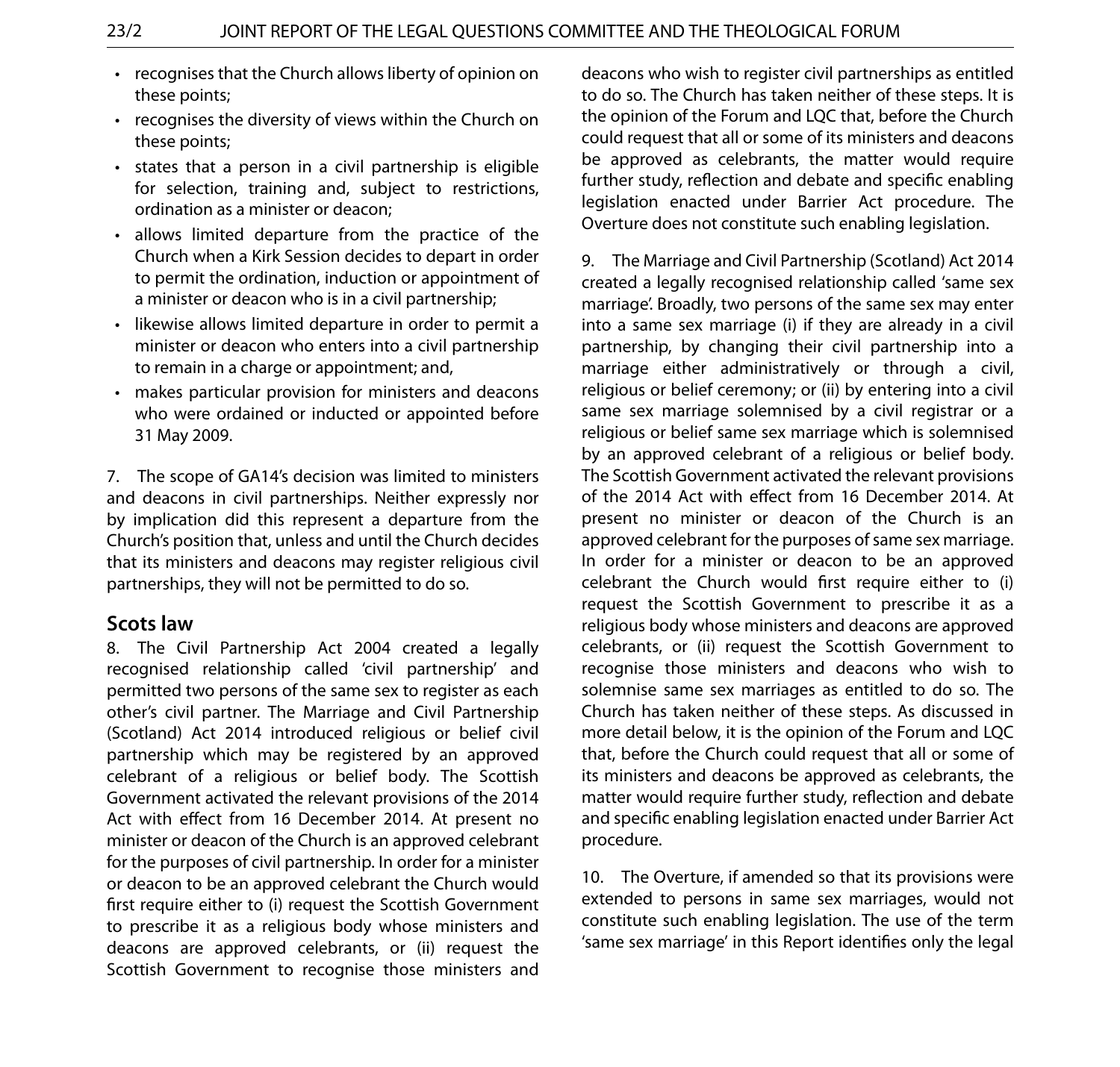- recognises that the Church allows liberty of opinion on these points;
- recognises the diversity of views within the Church on these points;
- states that a person in a civil partnership is eligible for selection, training and, subject to restrictions, ordination as a minister or deacon;
- allows limited departure from the practice of the Church when a Kirk Session decides to depart in order to permit the ordination, induction or appointment of a minister or deacon who is in a civil partnership;
- likewise allows limited departure in order to permit a minister or deacon who enters into a civil partnership to remain in a charge or appointment; and,
- makes particular provision for ministers and deacons who were ordained or inducted or appointed before 31 May 2009.

7. The scope of GA14's decision was limited to ministers and deacons in civil partnerships. Neither expressly nor by implication did this represent a departure from the Church's position that, unless and until the Church decides that its ministers and deacons may register religious civil partnerships, they will not be permitted to do so.

## Scots law

8. The Civil Partnership Act 2004 created a legally recognised relationship called 'civil partnership' and permitted two persons of the same sex to register as each other's civil partner. The Marriage and Civil Partnership (Scotland) Act 2014 introduced religious or belief civil partnership which may be registered by an approved celebrant of a religious or belief body. The Scottish Government activated the relevant provisions of the 2014 Act with effect from 16 December 2014. At present no minister or deacon of the Church is an approved celebrant for the purposes of civil partnership. In order for a minister or deacon to be an approved celebrant the Church would first require either to (i) request the Scottish Government to prescribe it as a religious body whose ministers and deacons are approved celebrants, or (ii) request the Scottish Government to recognise those ministers and deacons who wish to register civil partnerships as entitled to do so. The Church has taken neither of these steps. It is the opinion of the Forum and LQC that, before the Church could request that all or some of its ministers and deacons be approved as celebrants, the matter would require further study, reflection and debate and specific enabling legislation enacted under Barrier Act procedure. The Overture does not constitute such enabling legislation.

9. The Marriage and Civil Partnership (Scotland) Act 2014 created a legally recognised relationship called 'same sex marriage'. Broadly, two persons of the same sex may enter into a same sex marriage (i) if they are already in a civil partnership, by changing their civil partnership into a marriage either administratively or through a civil, religious or belief ceremony; or (ii) by entering into a civil same sex marriage solemnised by a civil registrar or a religious or belief same sex marriage which is solemnised by an approved celebrant of a religious or belief body. The Scottish Government activated the relevant provisions of the 2014 Act with effect from 16 December 2014. At present no minister or deacon of the Church is an approved celebrant for the purposes of same sex marriage. In order for a minister or deacon to be an approved celebrant the Church would first require either to (i) request the Scottish Government to prescribe it as a religious body whose ministers and deacons are approved celebrants, or (ii) request the Scottish Government to recognise those ministers and deacons who wish to solemnise same sex marriages as entitled to do so. The Church has taken neither of these steps. As discussed in more detail below, it is the opinion of the Forum and LQC that, before the Church could request that all or some of its ministers and deacons be approved as celebrants, the matter would require further study, reflection and debate and specific enabling legislation enacted under Barrier Act procedure.

10. The Overture, if amended so that its provisions were extended to persons in same sex marriages, would not constitute such enabling legislation. The use of the term 'same sex marriage' in this Report identifies only the legal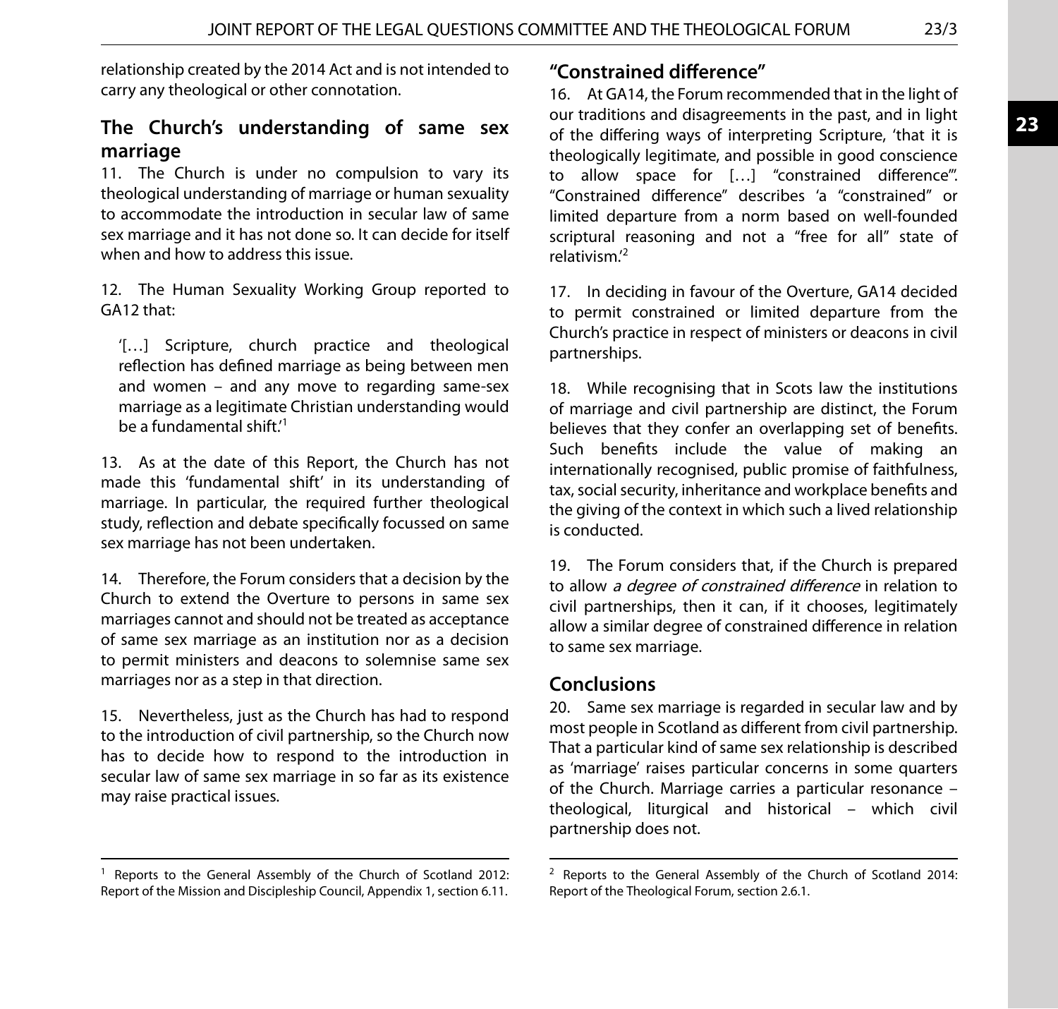relationship created by the 2014 Act and is not intended to carry any theological or other connotation.

## The Church's understanding of same sex marriage

11. The Church is under no compulsion to vary its theological understanding of marriage or human sexuality to accommodate the introduction in secular law of same sex marriage and it has not done so. It can decide for itself when and how to address this issue.

12. The Human Sexuality Working Group reported to GA12 that:

> '[…] Scripture, church practice and theological reflection has defined marriage as being between men and women – and any move to regarding same-sex marriage as a legitimate Christian understanding would be a fundamental shift.'[1]

13. As at the date of this Report, the Church has not made this 'fundamental shift' in its understanding of marriage. In particular, the required further theological study, reflection and debate specifically focussed on same sex marriage has not been undertaken.

14. Therefore, the Forum considers that a decision by the Church to extend the Overture to persons in same sex marriages cannot and should not be treated as acceptance of same sex marriage as an institution nor as a decision to permit ministers and deacons to solemnise same sex marriages nor as a step in that direction.

15. Nevertheless, just as the Church has had to respond to the introduction of civil partnership, so the Church now has to decide how to respond to the introduction in secular law of same sex marriage in so far as its existence may raise practical issues.

## "Constrained difference"

16. At GA14, the Forum recommended that in the light of our traditions and disagreements in the past, and in light of the differing ways of interpreting Scripture, 'that it is theologically legitimate, and possible in good conscience to allow space for […] "constrained difference"'. "Constrained difference" describes 'a "constrained" or limited departure from a norm based on well-founded scriptural reasoning and not a "free for all" state of relativism.'[2]

17. In deciding in favour of the Overture, GA14 decided to permit constrained or limited departure from the Church's practice in respect of ministers or deacons in civil partnerships.

18. While recognising that in Scots law the institutions of marriage and civil partnership are distinct, the Forum believes that they confer an overlapping set of benefits. Such benefits include the value of making an internationally recognised, public promise of faithfulness, tax, social security, inheritance and workplace benefits and the giving of the context in which such a lived relationship is conducted.

19. The Forum considers that, if the Church is prepared to allow *a degree of constrained difference* in relation to civil partnerships, then it can, if it chooses, legitimately allow a similar degree of constrained difference in relation to same sex marriage.

## Conclusions

20. Same sex marriage is regarded in secular law and by most people in Scotland as different from civil partnership. That a particular kind of same sex relationship is described as 'marriage' raises particular concerns in some quarters of the Church. Marriage carries a particular resonance – theological, liturgical and historical – which civil partnership does not.

---

[1] Reports to the General Assembly of the Church of Scotland 2012: Report of the Mission and Discipleship Council, Appendix 1, section 6.11.

[2] Reports to the General Assembly of the Church of Scotland 2014: Report of the Theological Forum, section 2.6.1.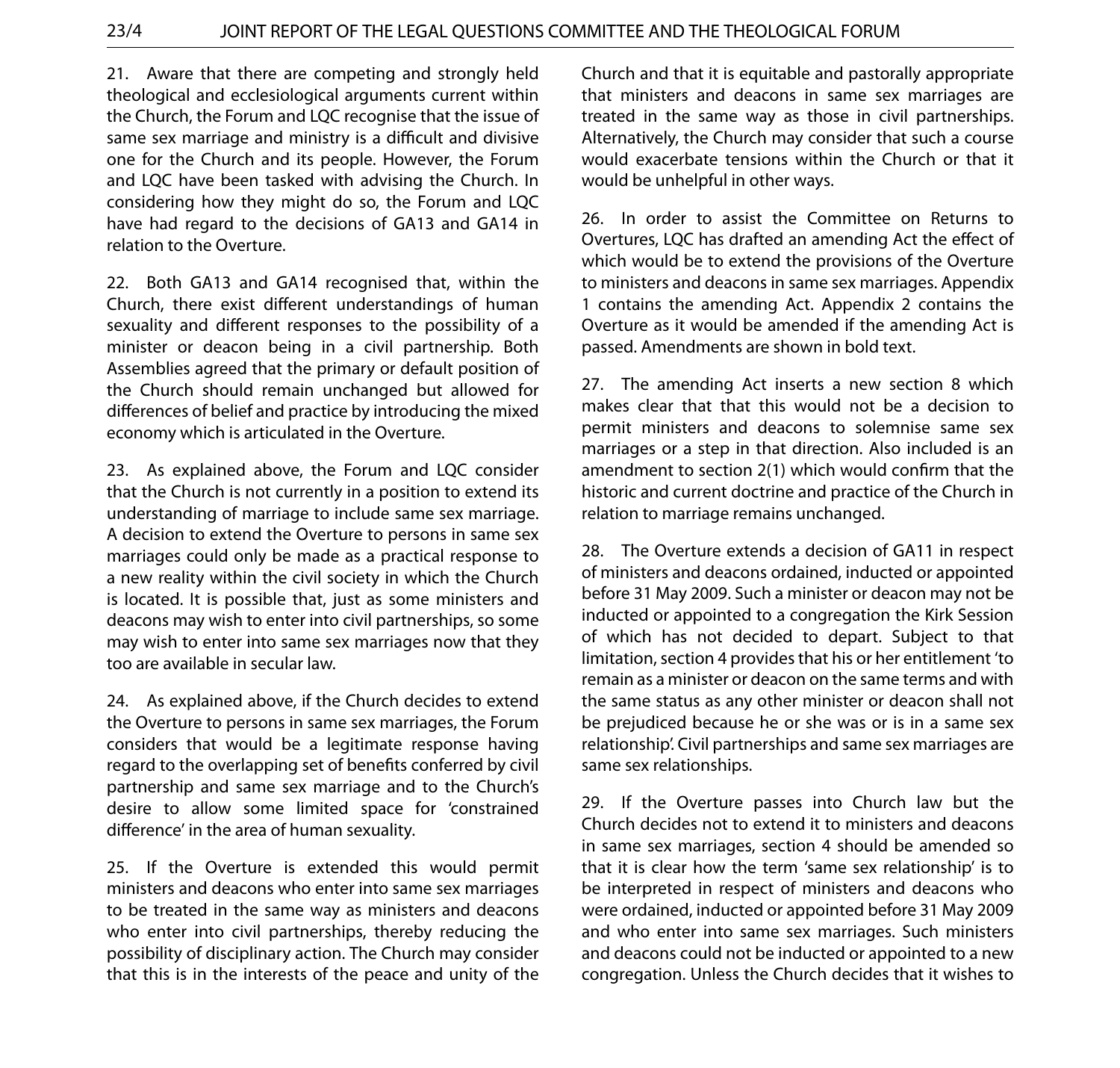21. Aware that there are competing and strongly held theological and ecclesiological arguments current within the Church, the Forum and LQC recognise that the issue of same sex marriage and ministry is a difficult and divisive one for the Church and its people. However, the Forum and LQC have been tasked with advising the Church. In considering how they might do so, the Forum and LQC have had regard to the decisions of GA13 and GA14 in relation to the Overture.

22. Both GA13 and GA14 recognised that, within the Church, there exist different understandings of human sexuality and different responses to the possibility of a minister or deacon being in a civil partnership. Both Assemblies agreed that the primary or default position of the Church should remain unchanged but allowed for differences of belief and practice by introducing the mixed economy which is articulated in the Overture.

23. As explained above, the Forum and LQC consider that the Church is not currently in a position to extend its understanding of marriage to include same sex marriage. A decision to extend the Overture to persons in same sex marriages could only be made as a practical response to a new reality within the civil society in which the Church is located. It is possible that, just as some ministers and deacons may wish to enter into civil partnerships, so some may wish to enter into same sex marriages now that they too are available in secular law.

24. As explained above, if the Church decides to extend the Overture to persons in same sex marriages, the Forum considers that would be a legitimate response having regard to the overlapping set of benefits conferred by civil partnership and same sex marriage and to the Church's desire to allow some limited space for 'constrained difference' in the area of human sexuality.

25. If the Overture is extended this would permit ministers and deacons who enter into same sex marriages to be treated in the same way as ministers and deacons who enter into civil partnerships, thereby reducing the possibility of disciplinary action. The Church may consider that this is in the interests of the peace and unity of the Church and that it is equitable and pastorally appropriate that ministers and deacons in same sex marriages are treated in the same way as those in civil partnerships. Alternatively, the Church may consider that such a course would exacerbate tensions within the Church or that it would be unhelpful in other ways.

26. In order to assist the Committee on Returns to Overtures, LQC has drafted an amending Act the effect of which would be to extend the provisions of the Overture to ministers and deacons in same sex marriages. Appendix 1 contains the amending Act. Appendix 2 contains the Overture as it would be amended if the amending Act is passed. Amendments are shown in bold text.

27. The amending Act inserts a new section 8 which makes clear that that this would not be a decision to permit ministers and deacons to solemnise same sex marriages or a step in that direction. Also included is an amendment to section 2(1) which would confirm that the historic and current doctrine and practice of the Church in relation to marriage remains unchanged.

28. The Overture extends a decision of GA11 in respect of ministers and deacons ordained, inducted or appointed before 31 May 2009. Such a minister or deacon may not be inducted or appointed to a congregation the Kirk Session of which has not decided to depart. Subject to that limitation, section 4 provides that his or her entitlement 'to remain as a minister or deacon on the same terms and with the same status as any other minister or deacon shall not be prejudiced because he or she was or is in a same sex relationship'. Civil partnerships and same sex marriages are same sex relationships.

29. If the Overture passes into Church law but the Church decides not to extend it to ministers and deacons in same sex marriages, section 4 should be amended so that it is clear how the term 'same sex relationship' is to be interpreted in respect of ministers and deacons who were ordained, inducted or appointed before 31 May 2009 and who enter into same sex marriages. Such ministers and deacons could not be inducted or appointed to a new congregation. Unless the Church decides that it wishes to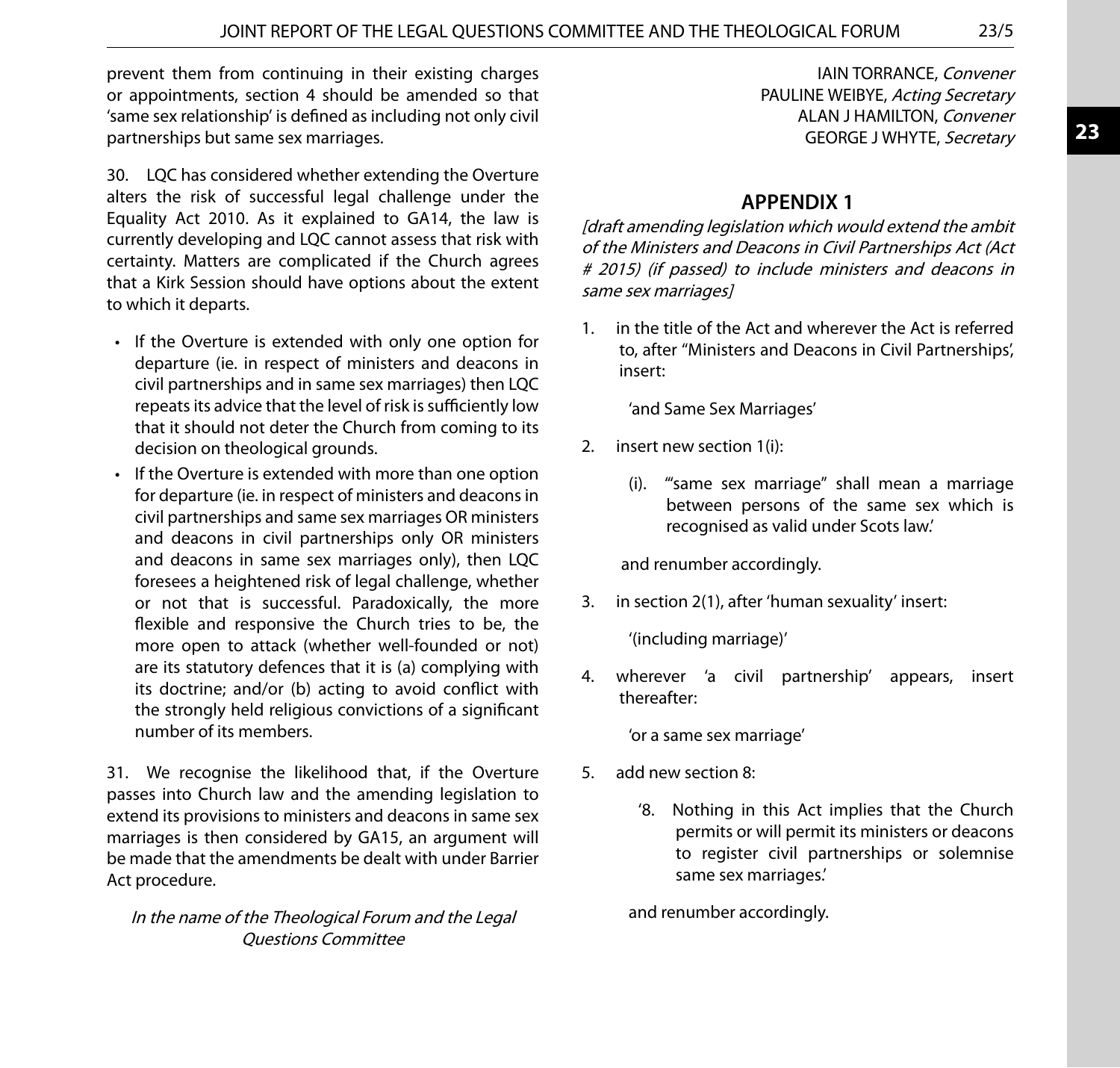prevent them from continuing in their existing charges or appointments, section 4 should be amended so that 'same sex relationship' is defined as including not only civil partnerships but same sex marriages.

30. LQC has considered whether extending the Overture alters the risk of successful legal challenge under the Equality Act 2010. As it explained to GA14, the law is currently developing and LQC cannot assess that risk with certainty. Matters are complicated if the Church agrees that a Kirk Session should have options about the extent to which it departs.

- If the Overture is extended with only one option for departure (ie. in respect of ministers and deacons in civil partnerships and in same sex marriages) then LQC repeats its advice that the level of risk is sufficiently low that it should not deter the Church from coming to its decision on theological grounds.
- If the Overture is extended with more than one option for departure (ie. in respect of ministers and deacons in civil partnerships and same sex marriages OR ministers and deacons in civil partnerships only OR ministers and deacons in same sex marriages only), then LQC foresees a heightened risk of legal challenge, whether or not that is successful. Paradoxically, the more flexible and responsive the Church tries to be, the more open to attack (whether well-founded or not) are its statutory defences that it is (a) complying with its doctrine; and/or (b) acting to avoid conflict with the strongly held religious convictions of a significant number of its members.

31. We recognise the likelihood that, if the Overture passes into Church law and the amending legislation to extend its provisions to ministers and deacons in same sex marriages is then considered by GA15, an argument will be made that the amendments be dealt with under Barrier Act procedure.

*In the name of the Theological Forum and the Legal Questions Committee*

IAIN TORRANCE, *Convener*
PAULINE WEIBYE, *Acting Secretary*
ALAN J HAMILTON, *Convener*
GEORGE J WHYTE, *Secretary*

## APPENDIX 1

*[draft amending legislation which would extend the ambit of the Ministers and Deacons in Civil Partnerships Act (Act # 2015) (if passed) to include ministers and deacons in same sex marriages]*

1. in the title of the Act and wherever the Act is referred to, after "Ministers and Deacons in Civil Partnerships', insert:

   'and Same Sex Marriages'

2. insert new section 1(i):

   (i). '"same sex marriage" shall mean a marriage between persons of the same sex which is recognised as valid under Scots law.'

   and renumber accordingly.

3. in section 2(1), after 'human sexuality' insert:

   '(including marriage)'

4. wherever 'a civil partnership' appears, insert thereafter:

   'or a same sex marriage'

5. add new section 8:

   '8. Nothing in this Act implies that the Church permits or will permit its ministers or deacons to register civil partnerships or solemnise same sex marriages.'

   and renumber accordingly.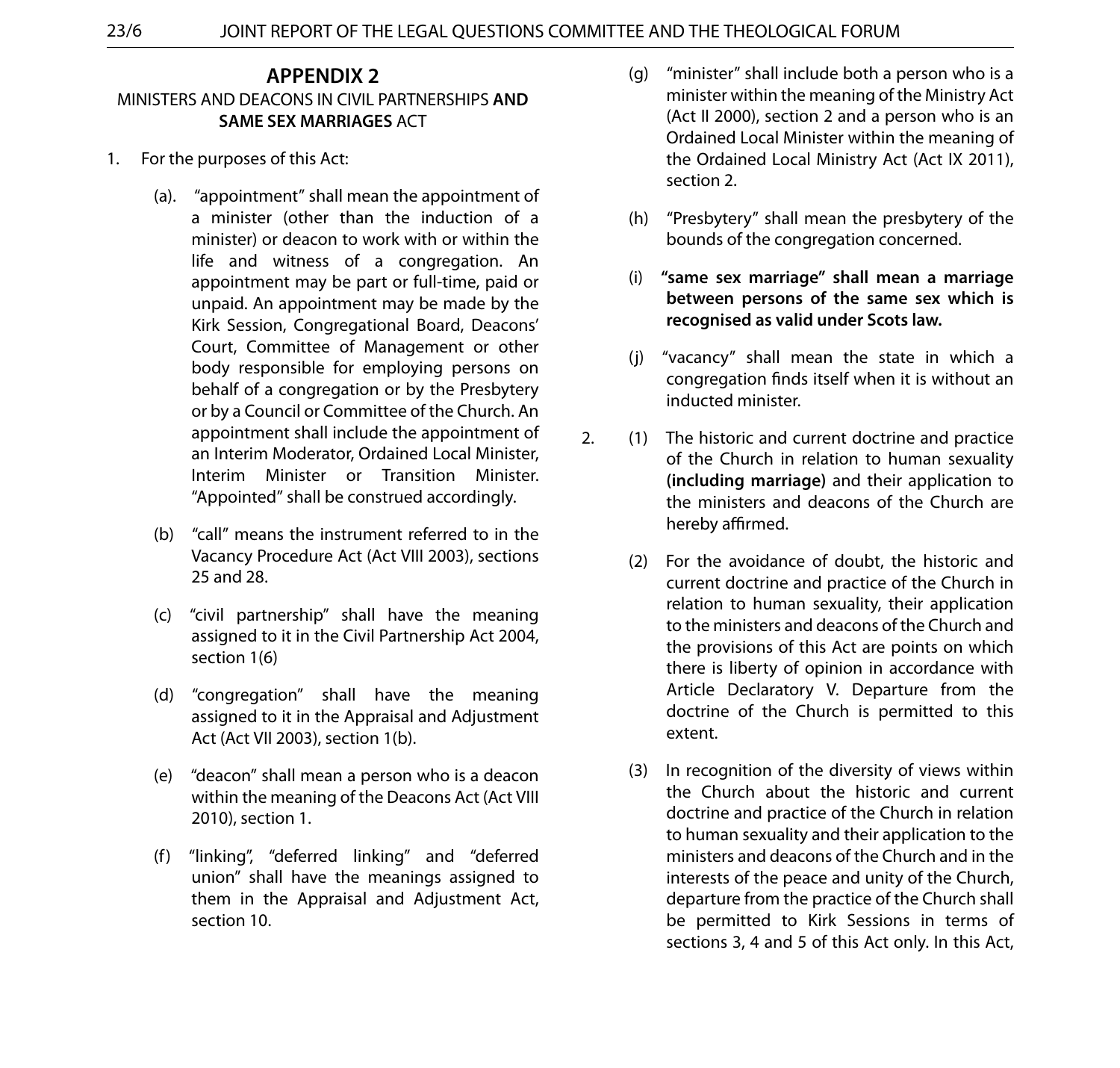## APPENDIX 2

MINISTERS AND DEACONS IN CIVIL PARTNERSHIPS **AND SAME SEX MARRIAGES** ACT

1. For the purposes of this Act:

   (a). "appointment" shall mean the appointment of a minister (other than the induction of a minister) or deacon to work with or within the life and witness of a congregation. An appointment may be part or full-time, paid or unpaid. An appointment may be made by the Kirk Session, Congregational Board, Deacons' Court, Committee of Management or other body responsible for employing persons on behalf of a congregation or by the Presbytery or by a Council or Committee of the Church. An appointment shall include the appointment of an Interim Moderator, Ordained Local Minister, Interim Minister or Transition Minister. "Appointed" shall be construed accordingly.

   (b) "call" means the instrument referred to in the Vacancy Procedure Act (Act VIII 2003), sections 25 and 28.

   (c) "civil partnership" shall have the meaning assigned to it in the Civil Partnership Act 2004, section 1(6)

   (d) "congregation" shall have the meaning assigned to it in the Appraisal and Adjustment Act (Act VII 2003), section 1(b).

   (e) "deacon" shall mean a person who is a deacon within the meaning of the Deacons Act (Act VIII 2010), section 1.

   (f) "linking", "deferred linking" and "deferred union" shall have the meanings assigned to them in the Appraisal and Adjustment Act, section 10.

   (g) "minister" shall include both a person who is a minister within the meaning of the Ministry Act (Act II 2000), section 2 and a person who is an Ordained Local Minister within the meaning of the Ordained Local Ministry Act (Act IX 2011), section 2.

   (h) "Presbytery" shall mean the presbytery of the bounds of the congregation concerned.

   (i) **"same sex marriage" shall mean a marriage between persons of the same sex which is recognised as valid under Scots law.**

   (j) "vacancy" shall mean the state in which a congregation finds itself when it is without an inducted minister.

2. (1) The historic and current doctrine and practice of the Church in relation to human sexuality **(including marriage)** and their application to the ministers and deacons of the Church are hereby affirmed.

   (2) For the avoidance of doubt, the historic and current doctrine and practice of the Church in relation to human sexuality, their application to the ministers and deacons of the Church and the provisions of this Act are points on which there is liberty of opinion in accordance with Article Declaratory V. Departure from the doctrine of the Church is permitted to this extent.

   (3) In recognition of the diversity of views within the Church about the historic and current doctrine and practice of the Church in relation to human sexuality and their application to the ministers and deacons of the Church and in the interests of the peace and unity of the Church, departure from the practice of the Church shall be permitted to Kirk Sessions in terms of sections 3, 4 and 5 of this Act only. In this Act,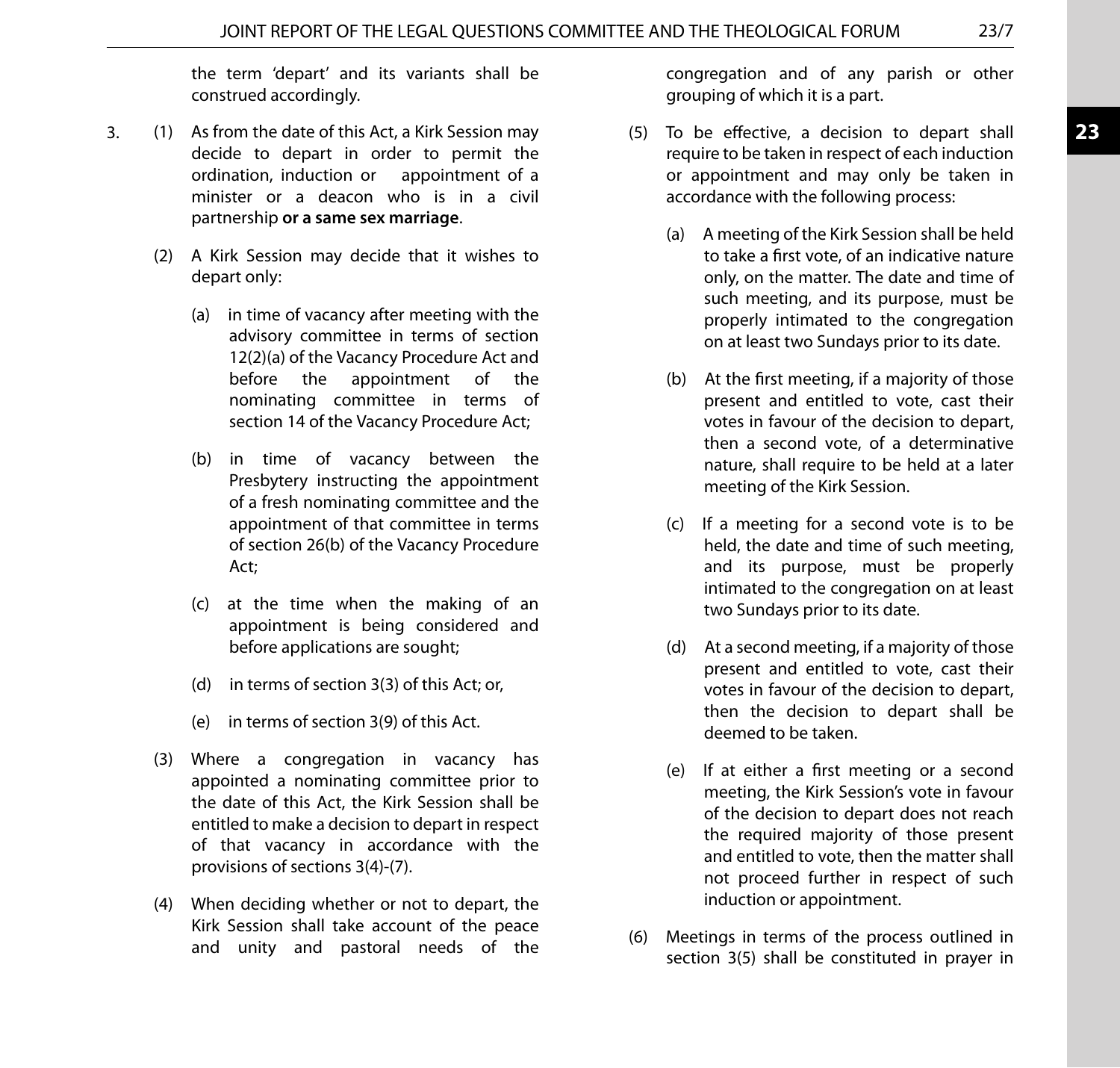the term 'depart' and its variants shall be construed accordingly.

3. (1) As from the date of this Act, a Kirk Session may decide to depart in order to permit the ordination, induction or appointment of a minister or a deacon who is in a civil partnership **or a same sex marriage**.

(2) A Kirk Session may decide that it wishes to depart only:

(a) in time of vacancy after meeting with the advisory committee in terms of section 12(2)(a) of the Vacancy Procedure Act and before the appointment of the nominating committee in terms of section 14 of the Vacancy Procedure Act;

(b) in time of vacancy between the Presbytery instructing the appointment of a fresh nominating committee and the appointment of that committee in terms of section 26(b) of the Vacancy Procedure Act;

(c) at the time when the making of an appointment is being considered and before applications are sought;

(d) in terms of section 3(3) of this Act; or,

(e) in terms of section 3(9) of this Act.

(3) Where a congregation in vacancy has appointed a nominating committee prior to the date of this Act, the Kirk Session shall be entitled to make a decision to depart in respect of that vacancy in accordance with the provisions of sections 3(4)-(7).

(4) When deciding whether or not to depart, the Kirk Session shall take account of the peace and unity and pastoral needs of the congregation and of any parish or other grouping of which it is a part.

(5) To be effective, a decision to depart shall require to be taken in respect of each induction or appointment and may only be taken in accordance with the following process:

(a) A meeting of the Kirk Session shall be held to take a first vote, of an indicative nature only, on the matter. The date and time of such meeting, and its purpose, must be properly intimated to the congregation on at least two Sundays prior to its date.

(b) At the first meeting, if a majority of those present and entitled to vote, cast their votes in favour of the decision to depart, then a second vote, of a determinative nature, shall require to be held at a later meeting of the Kirk Session.

(c) If a meeting for a second vote is to be held, the date and time of such meeting, and its purpose, must be properly intimated to the congregation on at least two Sundays prior to its date.

(d) At a second meeting, if a majority of those present and entitled to vote, cast their votes in favour of the decision to depart, then the decision to depart shall be deemed to be taken.

(e) If at either a first meeting or a second meeting, the Kirk Session's vote in favour of the decision to depart does not reach the required majority of those present and entitled to vote, then the matter shall not proceed further in respect of such induction or appointment.

(6) Meetings in terms of the process outlined in section 3(5) shall be constituted in prayer in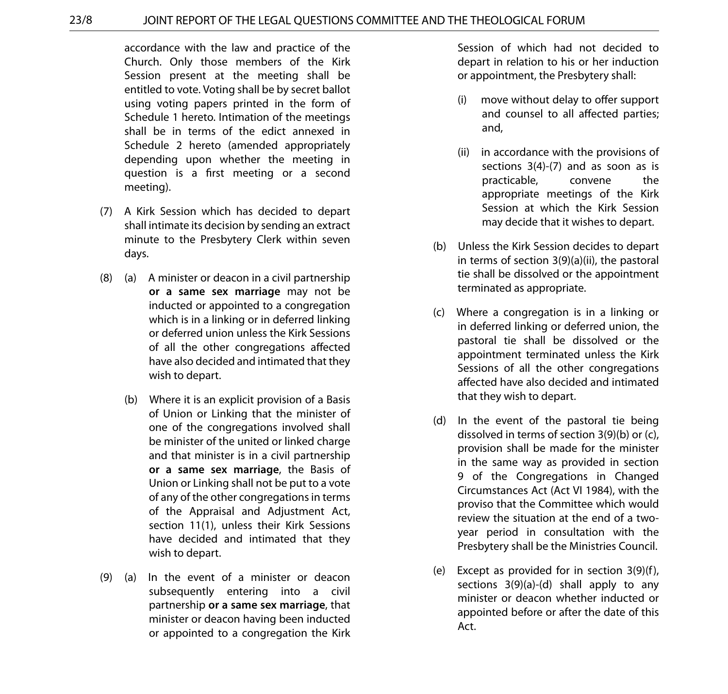accordance with the law and practice of the Church. Only those members of the Kirk Session present at the meeting shall be entitled to vote. Voting shall be by secret ballot using voting papers printed in the form of Schedule 1 hereto. Intimation of the meetings shall be in terms of the edict annexed in Schedule 2 hereto (amended appropriately depending upon whether the meeting in question is a first meeting or a second meeting).

(7) A Kirk Session which has decided to depart shall intimate its decision by sending an extract minute to the Presbytery Clerk within seven days.

(8) (a) A minister or deacon in a civil partnership **or a same sex marriage** may not be inducted or appointed to a congregation which is in a linking or in deferred linking or deferred union unless the Kirk Sessions of all the other congregations affected have also decided and intimated that they wish to depart.

(b) Where it is an explicit provision of a Basis of Union or Linking that the minister of one of the congregations involved shall be minister of the united or linked charge and that minister is in a civil partnership **or a same sex marriage**, the Basis of Union or Linking shall not be put to a vote of any of the other congregations in terms of the Appraisal and Adjustment Act, section 11(1), unless their Kirk Sessions have decided and intimated that they wish to depart.

(9) (a) In the event of a minister or deacon subsequently entering into a civil partnership **or a same sex marriage**, that minister or deacon having been inducted or appointed to a congregation the Kirk Session of which had not decided to depart in relation to his or her induction or appointment, the Presbytery shall:

(i) move without delay to offer support and counsel to all affected parties; and,

(ii) in accordance with the provisions of sections 3(4)-(7) and as soon as is practicable, convene the appropriate meetings of the Kirk Session at which the Kirk Session may decide that it wishes to depart.

(b) Unless the Kirk Session decides to depart in terms of section 3(9)(a)(ii), the pastoral tie shall be dissolved or the appointment terminated as appropriate.

(c) Where a congregation is in a linking or in deferred linking or deferred union, the pastoral tie shall be dissolved or the appointment terminated unless the Kirk Sessions of all the other congregations affected have also decided and intimated that they wish to depart.

(d) In the event of the pastoral tie being dissolved in terms of section 3(9)(b) or (c), provision shall be made for the minister in the same way as provided in section 9 of the Congregations in Changed Circumstances Act (Act VI 1984), with the proviso that the Committee which would review the situation at the end of a two-year period in consultation with the Presbytery shall be the Ministries Council.

(e) Except as provided for in section 3(9)(f), sections 3(9)(a)-(d) shall apply to any minister or deacon whether inducted or appointed before or after the date of this Act.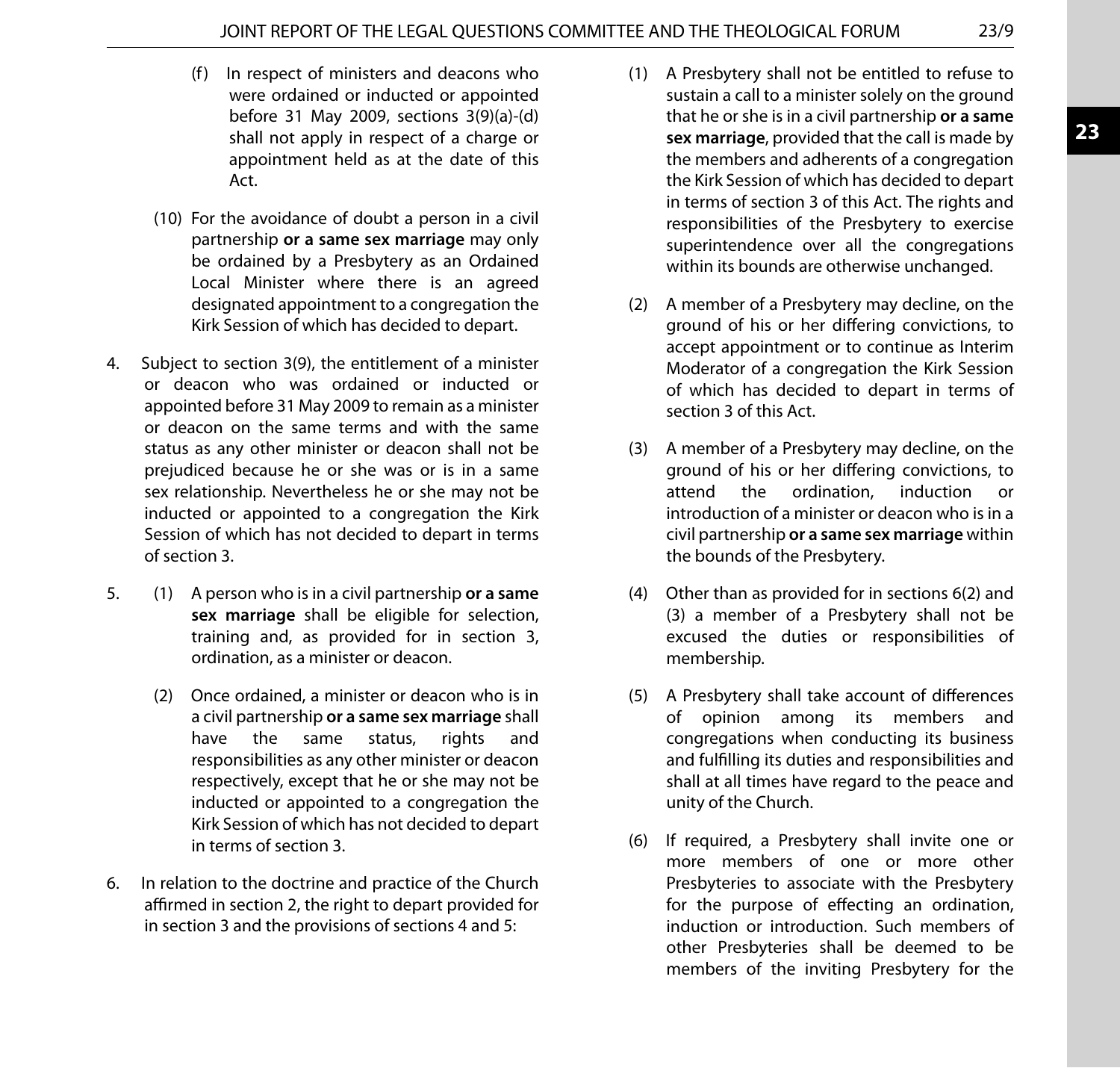(f) In respect of ministers and deacons who were ordained or inducted or appointed before 31 May 2009, sections 3(9)(a)-(d) shall not apply in respect of a charge or appointment held as at the date of this Act.

(10) For the avoidance of doubt a person in a civil partnership **or a same sex marriage** may only be ordained by a Presbytery as an Ordained Local Minister where there is an agreed designated appointment to a congregation the Kirk Session of which has decided to depart.

4. Subject to section 3(9), the entitlement of a minister or deacon who was ordained or inducted or appointed before 31 May 2009 to remain as a minister or deacon on the same terms and with the same status as any other minister or deacon shall not be prejudiced because he or she was or is in a same sex relationship. Nevertheless he or she may not be inducted or appointed to a congregation the Kirk Session of which has not decided to depart in terms of section 3.

5. (1) A person who is in a civil partnership **or a same sex marriage** shall be eligible for selection, training and, as provided for in section 3, ordination, as a minister or deacon.

   (2) Once ordained, a minister or deacon who is in a civil partnership **or a same sex marriage** shall have the same status, rights and responsibilities as any other minister or deacon respectively, except that he or she may not be inducted or appointed to a congregation the Kirk Session of which has not decided to depart in terms of section 3.

6. In relation to the doctrine and practice of the Church affirmed in section 2, the right to depart provided for in section 3 and the provisions of sections 4 and 5:

   (1) A Presbytery shall not be entitled to refuse to sustain a call to a minister solely on the ground that he or she is in a civil partnership **or a same sex marriage**, provided that the call is made by the members and adherents of a congregation the Kirk Session of which has decided to depart in terms of section 3 of this Act. The rights and responsibilities of the Presbytery to exercise superintendence over all the congregations within its bounds are otherwise unchanged.

   (2) A member of a Presbytery may decline, on the ground of his or her differing convictions, to accept appointment or to continue as Interim Moderator of a congregation the Kirk Session of which has decided to depart in terms of section 3 of this Act.

   (3) A member of a Presbytery may decline, on the ground of his or her differing convictions, to attend the ordination, induction or introduction of a minister or deacon who is in a civil partnership **or a same sex marriage** within the bounds of the Presbytery.

   (4) Other than as provided for in sections 6(2) and (3) a member of a Presbytery shall not be excused the duties or responsibilities of membership.

   (5) A Presbytery shall take account of differences of opinion among its members and congregations when conducting its business and fulfilling its duties and responsibilities and shall at all times have regard to the peace and unity of the Church.

   (6) If required, a Presbytery shall invite one or more members of one or more other Presbyteries to associate with the Presbytery for the purpose of effecting an ordination, induction or introduction. Such members of other Presbyteries shall be deemed to be members of the inviting Presbytery for the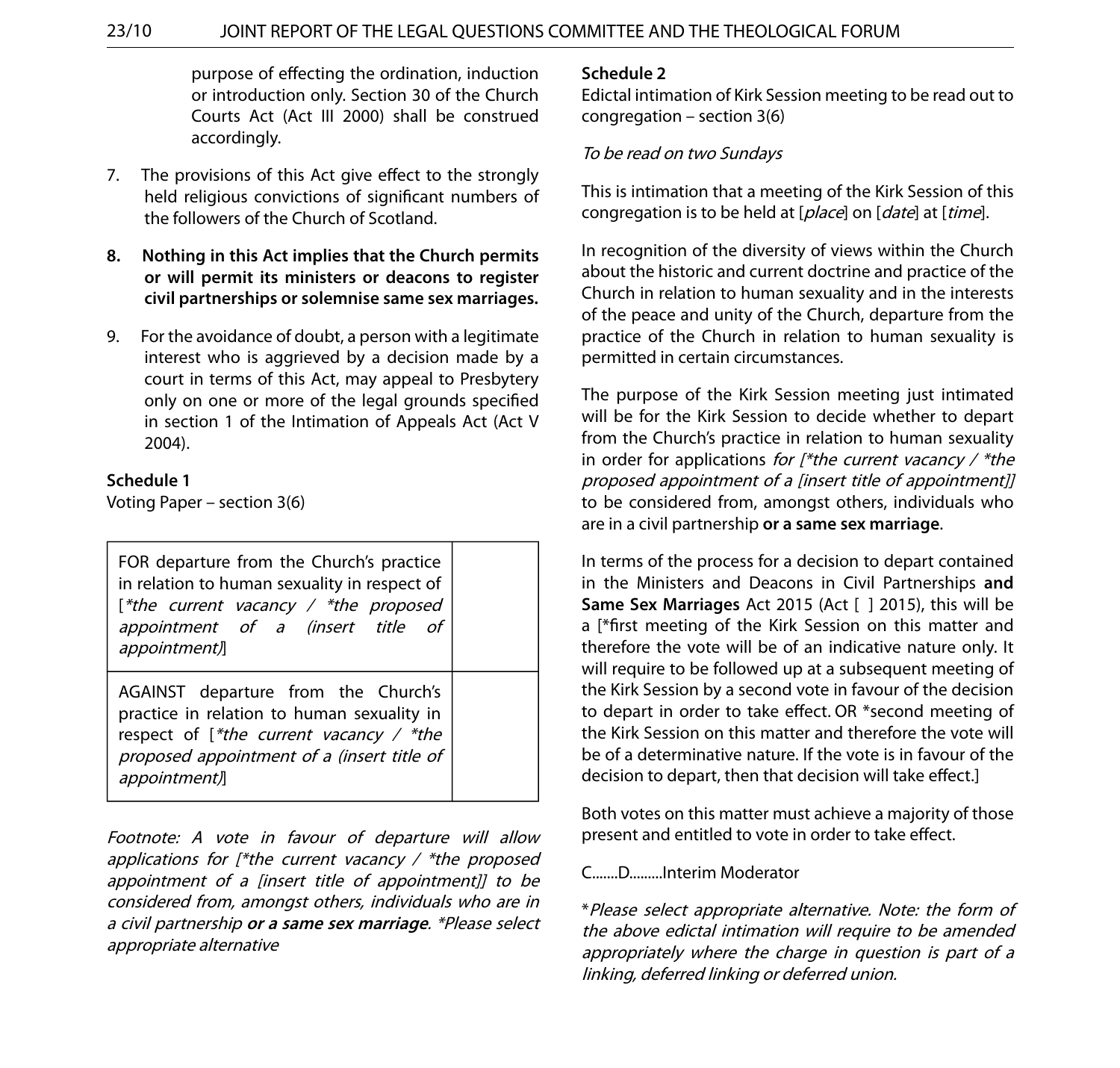purpose of effecting the ordination, induction or introduction only. Section 30 of the Church Courts Act (Act III 2000) shall be construed accordingly.

7. The provisions of this Act give effect to the strongly held religious convictions of significant numbers of the followers of the Church of Scotland.

8. **Nothing in this Act implies that the Church permits or will permit its ministers or deacons to register civil partnerships or solemnise same sex marriages.**

9. For the avoidance of doubt, a person with a legitimate interest who is aggrieved by a decision made by a court in terms of this Act, may appeal to Presbytery only on one or more of the legal grounds specified in section 1 of the Intimation of Appeals Act (Act V 2004).

**Schedule 1**
Voting Paper – section 3(6)

| | |
|---|---|
| FOR departure from the Church's practice in relation to human sexuality in respect of [*\*the current vacancy / \*the proposed appointment of a (insert title of appointment)*] | |
| AGAINST departure from the Church's practice in relation to human sexuality in respect of [*\*the current vacancy / \*the proposed appointment of a (insert title of appointment)*] | |

*Footnote: A vote in favour of departure will allow applications for [\*the current vacancy / \*the proposed appointment of a [insert title of appointment]] to be considered from, amongst others, individuals who are in a civil partnership* ***or a same sex marriage****. \*Please select appropriate alternative*

**Schedule 2**
Edictal intimation of Kirk Session meeting to be read out to congregation – section 3(6)

*To be read on two Sundays*

This is intimation that a meeting of the Kirk Session of this congregation is to be held at [*place*] on [*date*] at [*time*].

In recognition of the diversity of views within the Church about the historic and current doctrine and practice of the Church in relation to human sexuality and in the interests of the peace and unity of the Church, departure from the practice of the Church in relation to human sexuality is permitted in certain circumstances.

The purpose of the Kirk Session meeting just intimated will be for the Kirk Session to decide whether to depart from the Church's practice in relation to human sexuality in order for applications *for [\*the current vacancy / \*the proposed appointment of a [insert title of appointment]]* to be considered from, amongst others, individuals who are in a civil partnership **or a same sex marriage**.

In terms of the process for a decision to depart contained in the Ministers and Deacons in Civil Partnerships **and Same Sex Marriages** Act 2015 (Act [ ] 2015), this will be a [\*first meeting of the Kirk Session on this matter and therefore the vote will be of an indicative nature only. It will require to be followed up at a subsequent meeting of the Kirk Session by a second vote in favour of the decision to depart in order to take effect. OR \*second meeting of the Kirk Session on this matter and therefore the vote will be of a determinative nature. If the vote is in favour of the decision to depart, then that decision will take effect.]

Both votes on this matter must achieve a majority of those present and entitled to vote in order to take effect.

C.......D.........Interim Moderator

\**Please select appropriate alternative. Note: the form of the above edictal intimation will require to be amended appropriately where the charge in question is part of a linking, deferred linking or deferred union.*